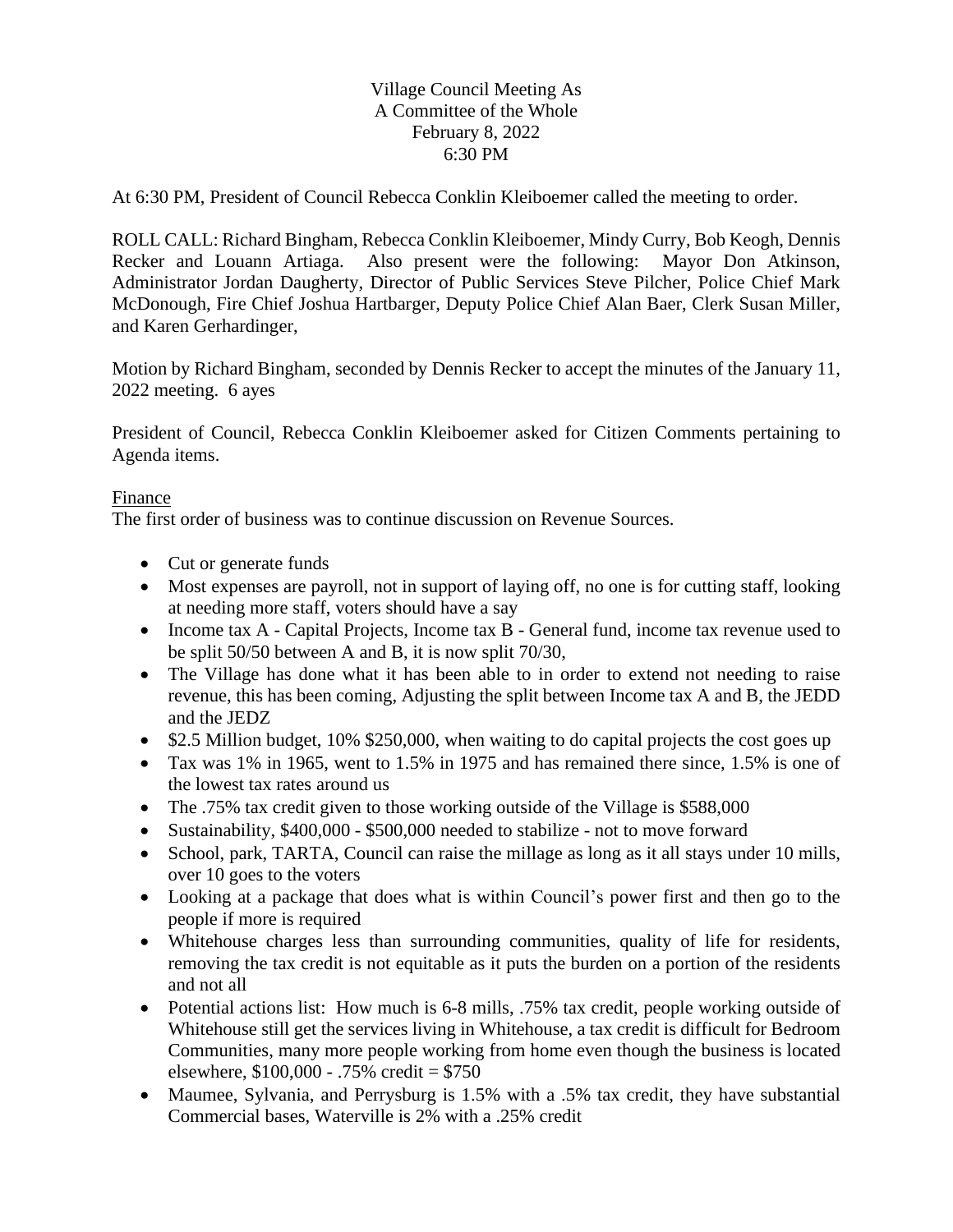Village Council Meeting As
A Committee of the Whole
February 8, 2022
6:30 PM

At 6:30 PM, President of Council Rebecca Conklin Kleiboemer called the meeting to order.

ROLL CALL: Richard Bingham, Rebecca Conklin Kleiboemer, Mindy Curry, Bob Keogh, Dennis Recker and Louann Artiaga. Also present were the following: Mayor Don Atkinson, Administrator Jordan Daugherty, Director of Public Services Steve Pilcher, Police Chief Mark McDonough, Fire Chief Joshua Hartbarger, Deputy Police Chief Alan Baer, Clerk Susan Miller, and Karen Gerhardinger,

Motion by Richard Bingham, seconded by Dennis Recker to accept the minutes of the January 11, 2022 meeting. 6 ayes

President of Council, Rebecca Conklin Kleiboemer asked for Citizen Comments pertaining to Agenda items.

Finance

The first order of business was to continue discussion on Revenue Sources.

- Cut or generate funds
- Most expenses are payroll, not in support of laying off, no one is for cutting staff, looking at needing more staff, voters should have a say
- Income tax A - Capital Projects, Income tax B - General fund, income tax revenue used to be split 50/50 between A and B, it is now split 70/30,
- The Village has done what it has been able to in order to extend not needing to raise revenue, this has been coming, Adjusting the split between Income tax A and B, the JEDD and the JEDZ
- $2.5 Million budget, 10% $250,000, when waiting to do capital projects the cost goes up
- Tax was 1% in 1965, went to 1.5% in 1975 and has remained there since, 1.5% is one of the lowest tax rates around us
- The .75% tax credit given to those working outside of the Village is $588,000
- Sustainability, $400,000 - $500,000 needed to stabilize - not to move forward
- School, park, TARTA, Council can raise the millage as long as it all stays under 10 mills, over 10 goes to the voters
- Looking at a package that does what is within Council's power first and then go to the people if more is required
- Whitehouse charges less than surrounding communities, quality of life for residents, removing the tax credit is not equitable as it puts the burden on a portion of the residents and not all
- Potential actions list: How much is 6-8 mills, .75% tax credit, people working outside of Whitehouse still get the services living in Whitehouse, a tax credit is difficult for Bedroom Communities, many more people working from home even though the business is located elsewhere, $100,000 - .75% credit = $750
- Maumee, Sylvania, and Perrysburg is 1.5% with a .5% tax credit, they have substantial Commercial bases, Waterville is 2% with a .25% credit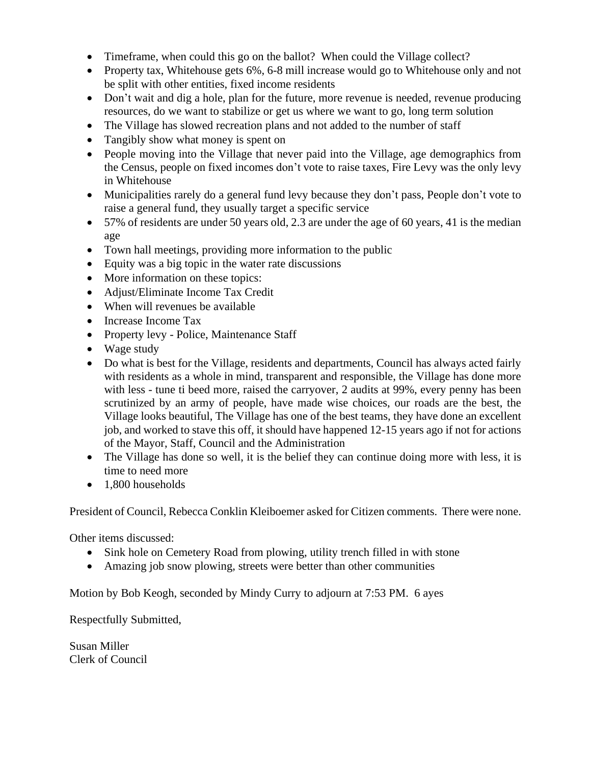- Timeframe, when could this go on the ballot? When could the Village collect?
- Property tax, Whitehouse gets 6%, 6-8 mill increase would go to Whitehouse only and not be split with other entities, fixed income residents
- Don't wait and dig a hole, plan for the future, more revenue is needed, revenue producing resources, do we want to stabilize or get us where we want to go, long term solution
- The Village has slowed recreation plans and not added to the number of staff
- Tangibly show what money is spent on
- People moving into the Village that never paid into the Village, age demographics from the Census, people on fixed incomes don't vote to raise taxes, Fire Levy was the only levy in Whitehouse
- Municipalities rarely do a general fund levy because they don't pass, People don't vote to raise a general fund, they usually target a specific service
- 57% of residents are under 50 years old, 2.3 are under the age of 60 years, 41 is the median age
- Town hall meetings, providing more information to the public
- Equity was a big topic in the water rate discussions
- More information on these topics:
- Adjust/Eliminate Income Tax Credit
- When will revenues be available
- Increase Income Tax
- Property levy - Police, Maintenance Staff
- Wage study
- Do what is best for the Village, residents and departments, Council has always acted fairly with residents as a whole in mind, transparent and responsible, the Village has done more with less - tune ti beed more, raised the carryover, 2 audits at 99%, every penny has been scrutinized by an army of people, have made wise choices, our roads are the best, the Village looks beautiful, The Village has one of the best teams, they have done an excellent job, and worked to stave this off, it should have happened 12-15 years ago if not for actions of the Mayor, Staff, Council and the Administration
- The Village has done so well, it is the belief they can continue doing more with less, it is time to need more
- 1,800 households

President of Council, Rebecca Conklin Kleiboemer asked for Citizen comments. There were none.

Other items discussed:

- Sink hole on Cemetery Road from plowing, utility trench filled in with stone
- Amazing job snow plowing, streets were better than other communities

Motion by Bob Keogh, seconded by Mindy Curry to adjourn at 7:53 PM. 6 ayes

Respectfully Submitted,

Susan Miller
Clerk of Council